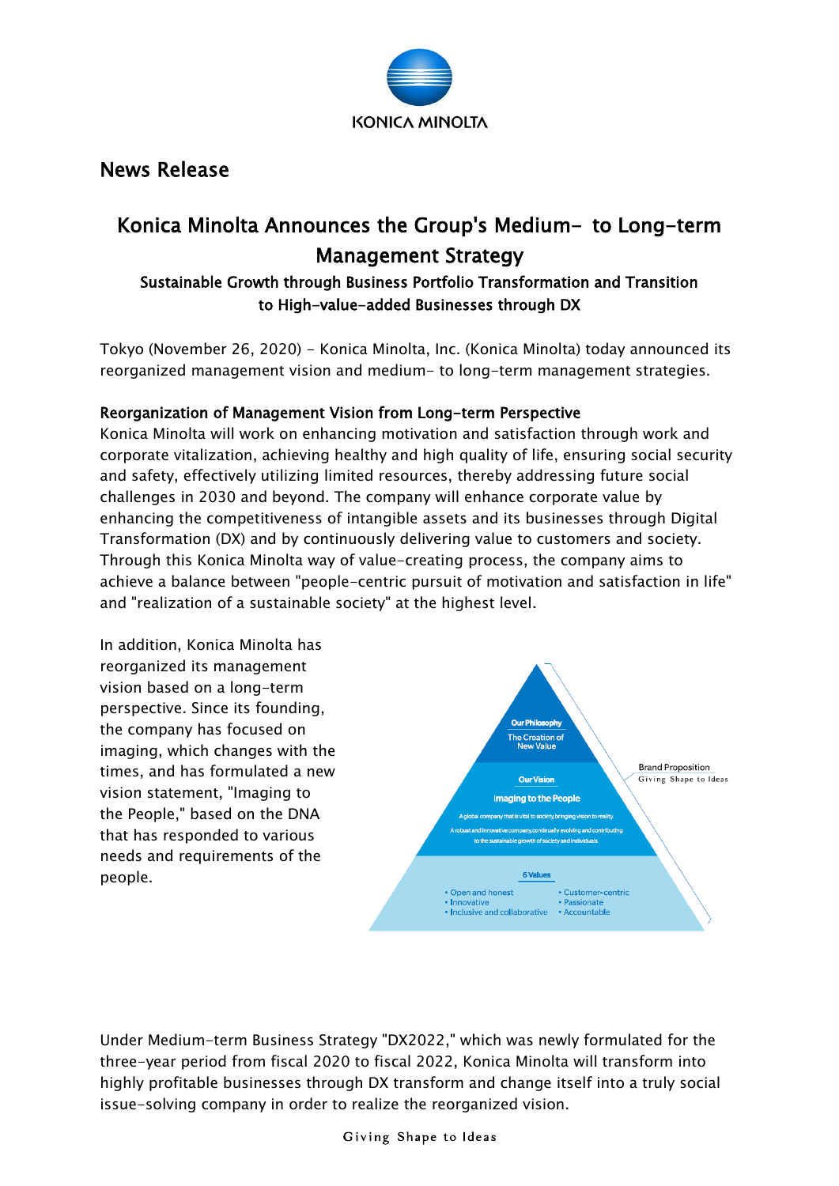# News Release

## Konica Minolta Announces the Group's Medium- to Long-term Management Strategy

### Sustainable Growth through Business Portfolio Transformation and Transition to High-value-added Businesses through DX

Tokyo (November 26, 2020) - Konica Minolta, Inc. (Konica Minolta) today announced its reorganized management vision and medium- to long-term management strategies.

**Reorganization of Management Vision from Long-term Perspective**

Konica Minolta will work on enhancing motivation and satisfaction through work and corporate vitalization, achieving healthy and high quality of life, ensuring social security and safety, effectively utilizing limited resources, thereby addressing future social challenges in 2030 and beyond. The company will enhance corporate value by enhancing the competitiveness of intangible assets and its businesses through Digital Transformation (DX) and by continuously delivering value to customers and society. Through this Konica Minolta way of value-creating process, the company aims to achieve a balance between "people-centric pursuit of motivation and satisfaction in life" and "realization of a sustainable society" at the highest level.

In addition, Konica Minolta has reorganized its management vision based on a long-term perspective. Since its founding, the company has focused on imaging, which changes with the times, and has formulated a new vision statement, "Imaging to the People," based on the DNA that has responded to various needs and requirements of the people.

Our Philosophy
The Creation of New Value

Our Vision
Imaging to the People
A global company that is vital to society, bringing vision to reality.
A robust and innovative company, continually evolving and contributing to the sustainable growth of society and individuals.

6 Values
- Open and honest
- Innovative
- Inclusive and collaborative
- Customer-centric
- Passionate
- Accountable

Brand Proposition
Giving Shape to Ideas

Under Medium-term Business Strategy "DX2022," which was newly formulated for the three-year period from fiscal 2020 to fiscal 2022, Konica Minolta will transform into highly profitable businesses through DX transform and change itself into a truly social issue-solving company in order to realize the reorganized vision.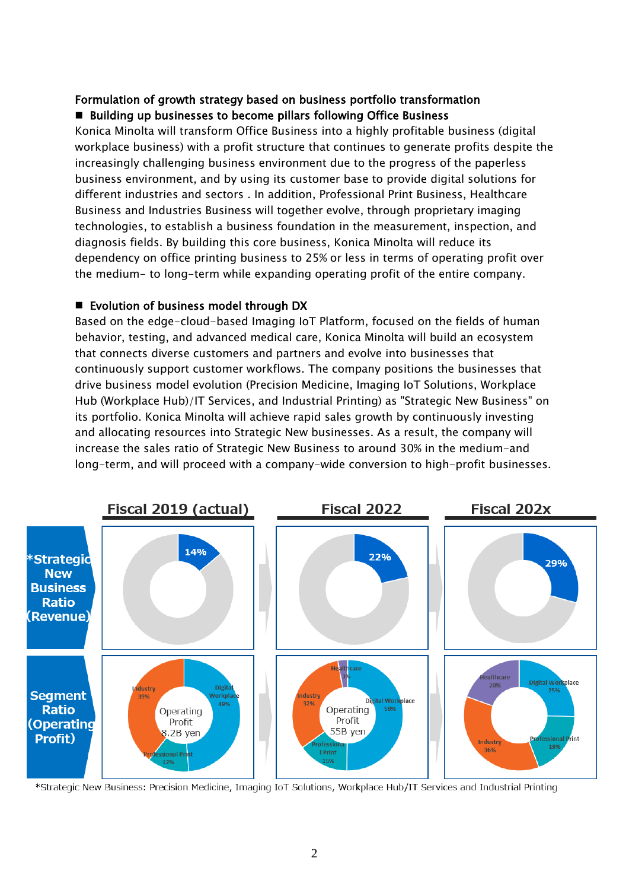**Formulation of growth strategy based on business portfolio transformation**

■ **Building up businesses to become pillars following Office Business**

Konica Minolta will transform Office Business into a highly profitable business (digital workplace business) with a profit structure that continues to generate profits despite the increasingly challenging business environment due to the progress of the paperless business environment, and by using its customer base to provide digital solutions for different industries and sectors . In addition, Professional Print Business, Healthcare Business and Industries Business will together evolve, through proprietary imaging technologies, to establish a business foundation in the measurement, inspection, and diagnosis fields. By building this core business, Konica Minolta will reduce its dependency on office printing business to 25% or less in terms of operating profit over the medium- to long-term while expanding operating profit of the entire company.

■ **Evolution of business model through DX**

Based on the edge-cloud-based Imaging IoT Platform, focused on the fields of human behavior, testing, and advanced medical care, Konica Minolta will build an ecosystem that connects diverse customers and partners and evolve into businesses that continuously support customer workflows. The company positions the businesses that drive business model evolution (Precision Medicine, Imaging IoT Solutions, Workplace Hub (Workplace Hub)/IT Services, and Industrial Printing) as "Strategic New Business" on its portfolio. Konica Minolta will achieve rapid sales growth by continuously investing and allocating resources into Strategic New businesses. As a result, the company will increase the sales ratio of Strategic New Business to around 30% in the medium-and long-term, and will proceed with a company-wide conversion to high-profit businesses.

| | Fiscal 2019 (actual) | Fiscal 2022 | Fiscal 202x |
|---|---|---|---|
| *Strategic New Business Ratio (Revenue) | 14% | 22% | 29% |
| Segment Ratio (Operating Profit) | Operating Profit 8.2B yen<br>Digital Workplace 49%<br>Industry 39%<br>Professional Print 12% | Operating Profit 55B yen<br>Digital Workplace 50%<br>Industry 32%<br>Professional Print 15%<br>Healthcare 3% | Digital Workplace 25%<br>Industry 36%<br>Professional Print 19%<br>Healthcare 20% |

*Strategic New Business: Precision Medicine, Imaging IoT Solutions, Workplace Hub/IT Services and Industrial Printing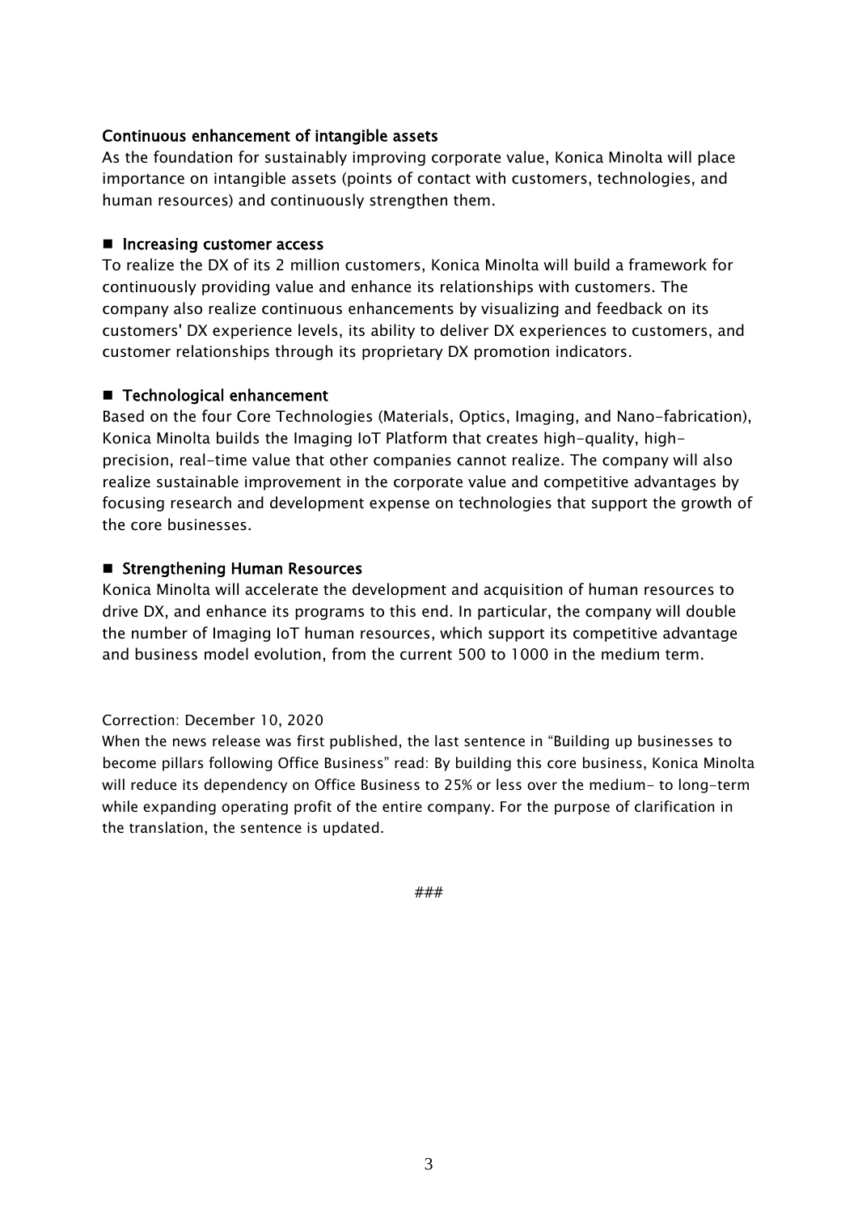### Continuous enhancement of intangible assets

As the foundation for sustainably improving corporate value, Konica Minolta will place importance on intangible assets (points of contact with customers, technologies, and human resources) and continuously strengthen them.

#### ■ Increasing customer access

To realize the DX of its 2 million customers, Konica Minolta will build a framework for continuously providing value and enhance its relationships with customers. The company also realize continuous enhancements by visualizing and feedback on its customers' DX experience levels, its ability to deliver DX experiences to customers, and customer relationships through its proprietary DX promotion indicators.

#### ■ Technological enhancement

Based on the four Core Technologies (Materials, Optics, Imaging, and Nano-fabrication), Konica Minolta builds the Imaging IoT Platform that creates high-quality, high-precision, real-time value that other companies cannot realize. The company will also realize sustainable improvement in the corporate value and competitive advantages by focusing research and development expense on technologies that support the growth of the core businesses.

#### ■ Strengthening Human Resources

Konica Minolta will accelerate the development and acquisition of human resources to drive DX, and enhance its programs to this end. In particular, the company will double the number of Imaging IoT human resources, which support its competitive advantage and business model evolution, from the current 500 to 1000 in the medium term.

Correction: December 10, 2020

When the news release was first published, the last sentence in "Building up businesses to become pillars following Office Business" read: By building this core business, Konica Minolta will reduce its dependency on Office Business to 25% or less over the medium- to long-term while expanding operating profit of the entire company. For the purpose of clarification in the translation, the sentence is updated.

###